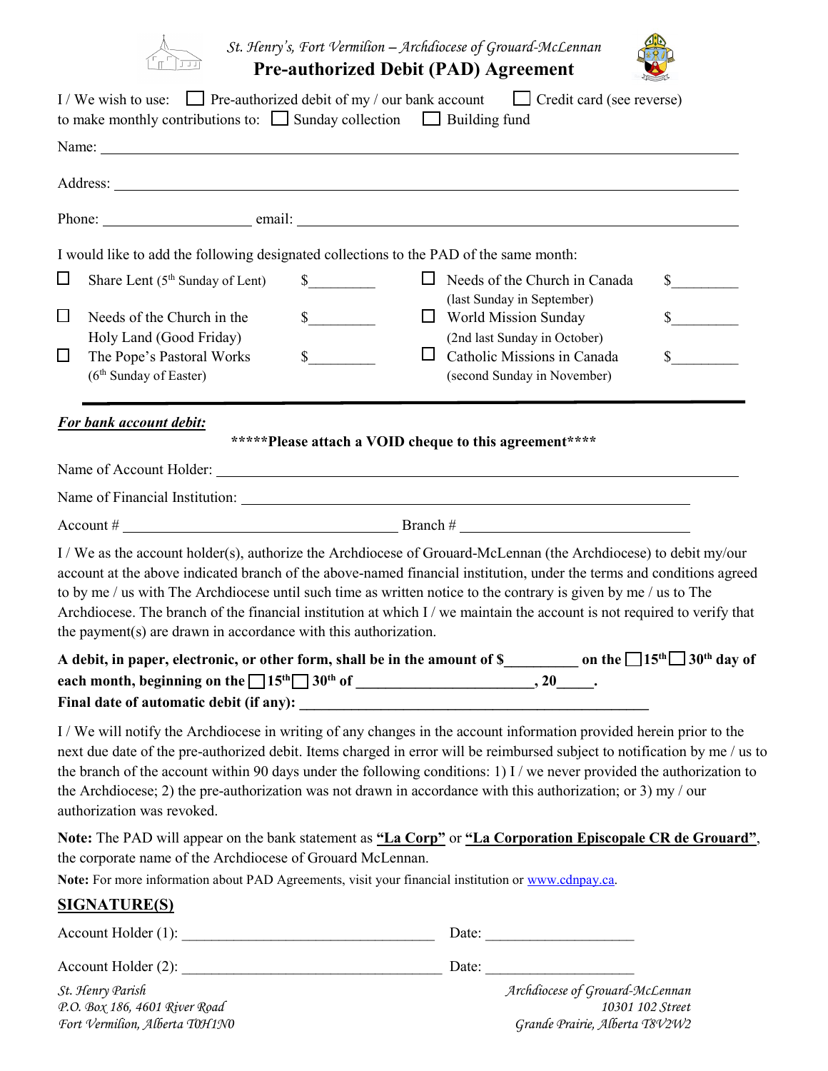St. Henry's, Fort Vermilion – Archdiocese of Grouard-McLennan

# Pre-authorized Debit (PAD) Agreement

I / We wish to use: ☐ Pre-authorized debit of my / our bank account ☐ Credit card (see reverse)
to make monthly contributions to: ☐ Sunday collection ☐ Building fund

Name: ______________________________________________

Address: ______________________________________________

Phone: ____________________ email: ______________________________________________

I would like to add the following designated collections to the PAD of the same month:

| | | | | | |
|---|---|---|---|---|---|
| ☐ | Share Lent (5th Sunday of Lent) | $_________ | ☐ | Needs of the Church in Canada (last Sunday in September) | $_________ |
| ☐ | Needs of the Church in the Holy Land (Good Friday) | $_________ | ☐ | World Mission Sunday (2nd last Sunday in October) | $_________ |
| ☐ | The Pope's Pastoral Works (6th Sunday of Easter) | $_________ | ☐ | Catholic Missions in Canada (second Sunday in November) | $_________ |

***For bank account debit:***

**\*\*\*\*\*Please attach a VOID cheque to this agreement\*\*\*\***

Name of Account Holder: ______________________________________________

Name of Financial Institution: ______________________________________________

Account # ______________________________ Branch # ______________________________

I / We as the account holder(s), authorize the Archdiocese of Grouard-McLennan (the Archdiocese) to debit my/our account at the above indicated branch of the above-named financial institution, under the terms and conditions agreed to by me / us with The Archdiocese until such time as written notice to the contrary is given by me / us to The Archdiocese. The branch of the financial institution at which I / we maintain the account is not required to verify that the payment(s) are drawn in accordance with this authorization.

**A debit, in paper, electronic, or other form, shall be in the amount of $__________ on the ☐15th ☐ 30th day of each month, beginning on the ☐15th ☐ 30th of ________________________, 20_____.**
**Final date of automatic debit (if any): ______________________________________________**

I / We will notify the Archdiocese in writing of any changes in the account information provided herein prior to the next due date of the pre-authorized debit. Items charged in error will be reimbursed subject to notification by me / us to the branch of the account within 90 days under the following conditions: 1) I / we never provided the authorization to the Archdiocese; 2) the pre-authorization was not drawn in accordance with this authorization; or 3) my / our authorization was revoked.

**Note:** The PAD will appear on the bank statement as **"La Corp"** or **"La Corporation Episcopale CR de Grouard"**, the corporate name of the Archdiocese of Grouard McLennan.

**Note:** For more information about PAD Agreements, visit your financial institution or www.cdnpay.ca.

## SIGNATURE(S)

Account Holder (1): ________________________________ Date: ____________________

Account Holder (2): ________________________________ Date: ____________________

*St. Henry Parish*
*P.O. Box 186, 4601 River Road*
*Fort Vermilion, Alberta T0H1N0*

*Archdiocese of Grouard-McLennan*
*10301 102 Street*
*Grande Prairie, Alberta T8V2W2*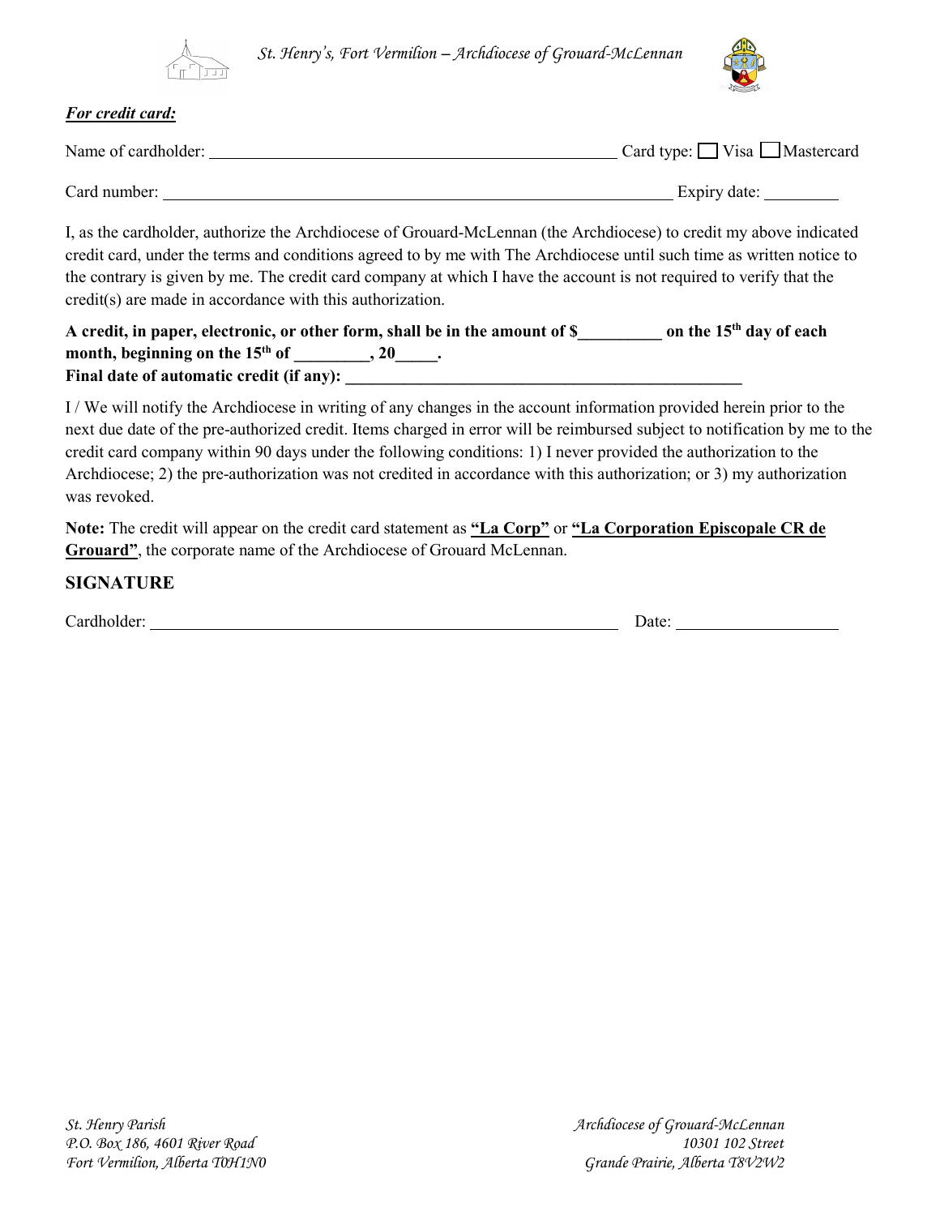***For credit card:***

Name of cardholder: ______________________________ Card type: ☐ Visa ☐ Mastercard

Card number: ______________________________________ Expiry date: _________

I, as the cardholder, authorize the Archdiocese of Grouard-McLennan (the Archdiocese) to credit my above indicated credit card, under the terms and conditions agreed to by me with The Archdiocese until such time as written notice to the contrary is given by me. The credit card company at which I have the account is not required to verify that the credit(s) are made in accordance with this authorization.

**A credit, in paper, electronic, or other form, shall be in the amount of $__________ on the 15th day of each month, beginning on the 15th of _________, 20_____.**
**Final date of automatic credit (if any): __________________________________________________**

I / We will notify the Archdiocese in writing of any changes in the account information provided herein prior to the next due date of the pre-authorized credit. Items charged in error will be reimbursed subject to notification by me to the credit card company within 90 days under the following conditions: 1) I never provided the authorization to the Archdiocese; 2) the pre-authorization was not credited in accordance with this authorization; or 3) my authorization was revoked.

**Note:** The credit will appear on the credit card statement as **"La Corp"** or **"La Corporation Episcopale CR de Grouard"**, the corporate name of the Archdiocese of Grouard McLennan.

## SIGNATURE

Cardholder: ______________________________________ Date: ____________________

*St. Henry Parish*
*P.O. Box 186, 4601 River Road*
*Fort Vermilion, Alberta T0H1N0*

*Archdiocese of Grouard-McLennan*
*10301 102 Street*
*Grande Prairie, Alberta T8V2W2*